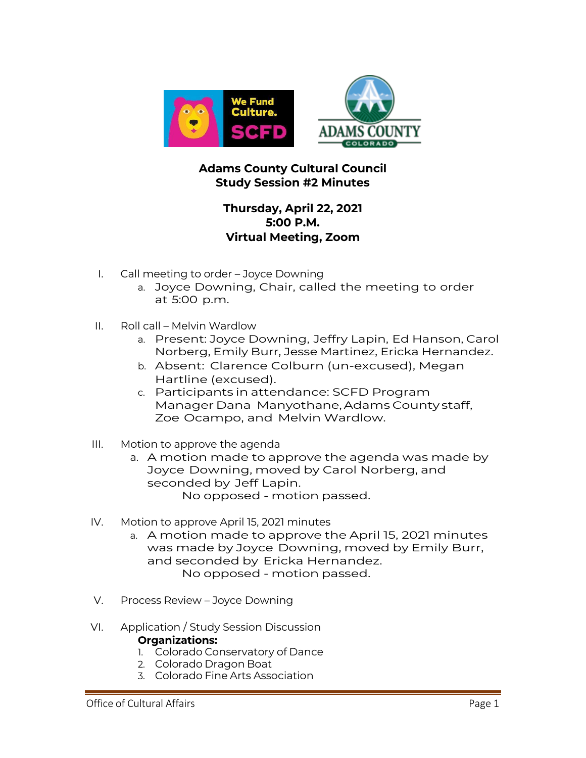# Adams County Cultural Council
## Study Session #2 Minutes

**Thursday, April 22, 2021**
**5:00 P.M.**
**Virtual Meeting, Zoom**

I. Call meeting to order – Joyce Downing
   a. Joyce Downing, Chair, called the meeting to order at 5:00 p.m.

II. Roll call – Melvin Wardlow
   a. Present: Joyce Downing, Jeffry Lapin, Ed Hanson, Carol Norberg, Emily Burr, Jesse Martinez, Ericka Hernandez.
   b. Absent: Clarence Colburn (un-excused), Megan Hartline (excused).
   c. Participants in attendance: SCFD Program Manager Dana Manyothane, Adams County staff, Zoe Ocampo, and Melvin Wardlow.

III. Motion to approve the agenda
   a. A motion made to approve the agenda was made by Joyce Downing, moved by Carol Norberg, and seconded by Jeff Lapin.
      No opposed - motion passed.

IV. Motion to approve April 15, 2021 minutes
   a. A motion made to approve the April 15, 2021 minutes was made by Joyce Downing, moved by Emily Burr, and seconded by Ericka Hernandez.
      No opposed - motion passed.

V. Process Review – Joyce Downing

VI. Application / Study Session Discussion
   **Organizations:**
   1. Colorado Conservatory of Dance
   2. Colorado Dragon Boat
   3. Colorado Fine Arts Association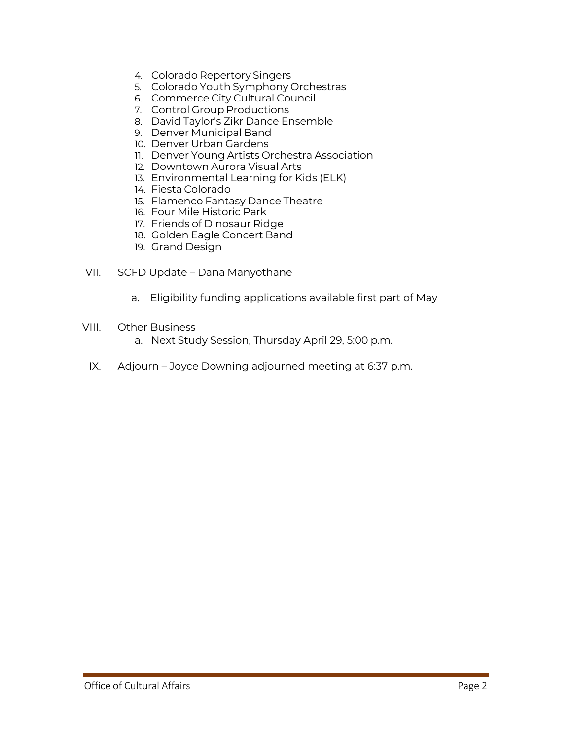4. Colorado Repertory Singers
5. Colorado Youth Symphony Orchestras
6. Commerce City Cultural Council
7. Control Group Productions
8. David Taylor's Zikr Dance Ensemble
9. Denver Municipal Band
10. Denver Urban Gardens
11. Denver Young Artists Orchestra Association
12. Downtown Aurora Visual Arts
13. Environmental Learning for Kids (ELK)
14. Fiesta Colorado
15. Flamenco Fantasy Dance Theatre
16. Four Mile Historic Park
17. Friends of Dinosaur Ridge
18. Golden Eagle Concert Band
19. Grand Design

VII. SCFD Update – Dana Manyothane

   a. Eligibility funding applications available first part of May

VIII. Other Business

   a. Next Study Session, Thursday April 29, 5:00 p.m.

IX. Adjourn – Joyce Downing adjourned meeting at 6:37 p.m.